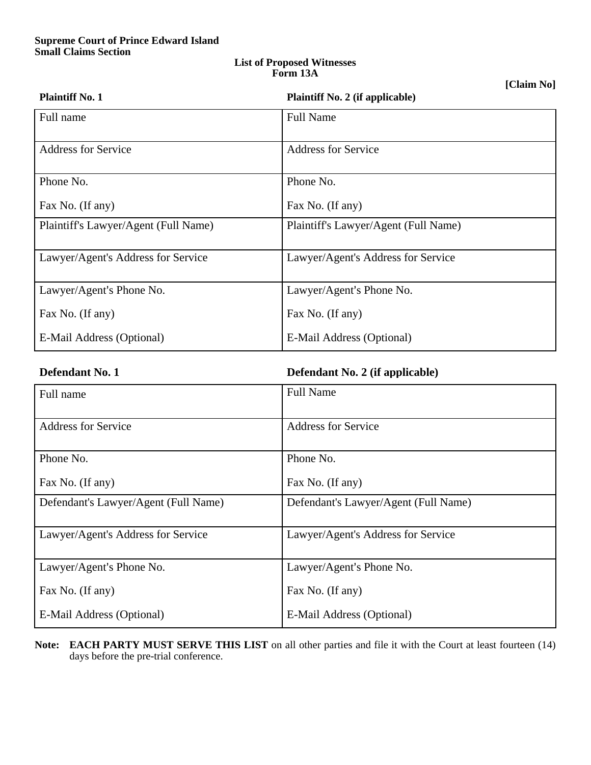**Supreme Court of Prince Edward Island**
**Small Claims Section**

**List of Proposed Witnesses**
**Form 13A**

**[Claim No]**

| **Plaintiff No. 1** | **Plaintiff No. 2 (if applicable)** |
|---|---|
| Full name | Full Name |
| Address for Service | Address for Service |
| Phone No.<br><br>Fax No. (If any) | Phone No.<br><br>Fax No. (If any) |
| Plaintiff's Lawyer/Agent (Full Name) | Plaintiff's Lawyer/Agent (Full Name) |
| Lawyer/Agent's Address for Service | Lawyer/Agent's Address for Service |
| Lawyer/Agent's Phone No.<br><br>Fax No. (If any)<br><br>E-Mail Address (Optional) | Lawyer/Agent's Phone No.<br><br>Fax No. (If any)<br><br>E-Mail Address (Optional) |

| **Defendant No. 1** | **Defendant No. 2 (if applicable)** |
|---|---|
| Full name | Full Name |
| Address for Service | Address for Service |
| Phone No.<br><br>Fax No. (If any) | Phone No.<br><br>Fax No. (If any) |
| Defendant's Lawyer/Agent (Full Name) | Defendant's Lawyer/Agent (Full Name) |
| Lawyer/Agent's Address for Service | Lawyer/Agent's Address for Service |
| Lawyer/Agent's Phone No.<br><br>Fax No. (If any)<br><br>E-Mail Address (Optional) | Lawyer/Agent's Phone No.<br><br>Fax No. (If any)<br><br>E-Mail Address (Optional) |

**Note:** **EACH PARTY MUST SERVE THIS LIST** on all other parties and file it with the Court at least fourteen (14) days before the pre-trial conference.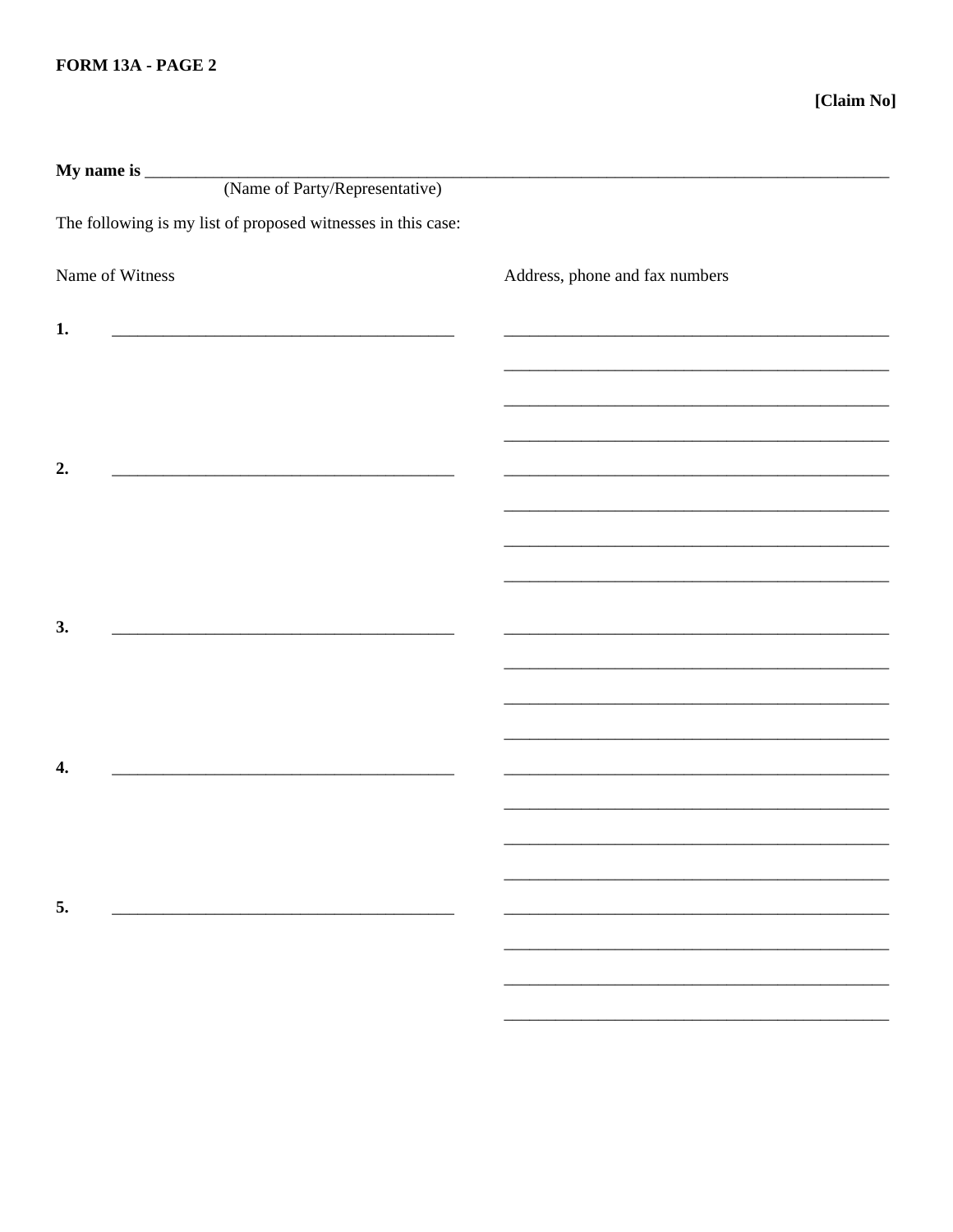**FORM 13A - PAGE 2**

**[Claim No]**

**My name is** ______________________________________________________________________________
(Name of Party/Representative)

The following is my list of proposed witnesses in this case:

| Name of Witness | Address, phone and fax numbers |
| --- | --- |
| **1.** ____________________________________ | ____________________________________ |
| | ____________________________________ |
| | ____________________________________ |
| | ____________________________________ |
| **2.** ____________________________________ | ____________________________________ |
| | ____________________________________ |
| | ____________________________________ |
| | ____________________________________ |
| **3.** ____________________________________ | ____________________________________ |
| | ____________________________________ |
| | ____________________________________ |
| | ____________________________________ |
| **4.** ____________________________________ | ____________________________________ |
| | ____________________________________ |
| | ____________________________________ |
| | ____________________________________ |
| **5.** ____________________________________ | ____________________________________ |
| | ____________________________________ |
| | ____________________________________ |
| | ____________________________________ |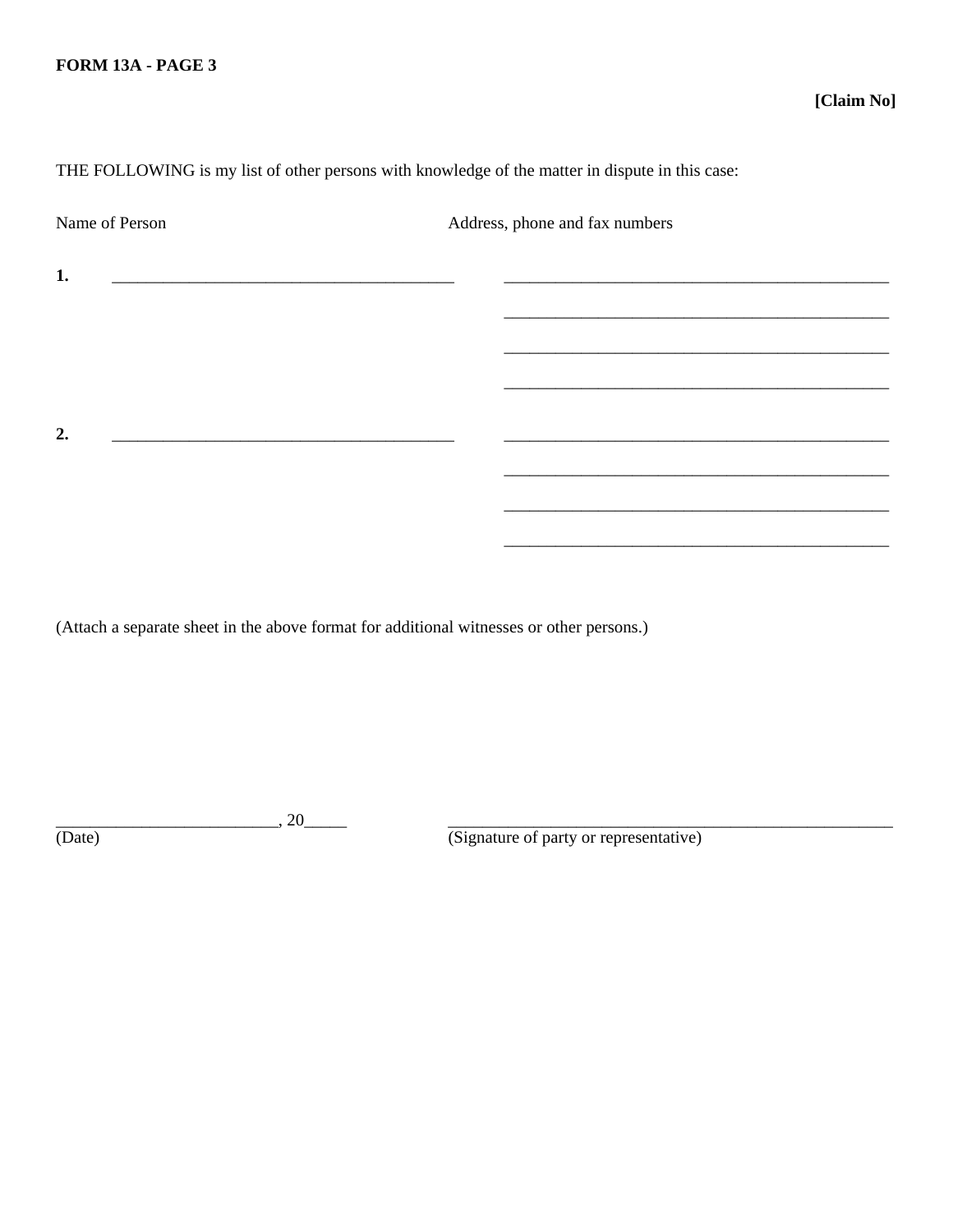**FORM 13A - PAGE 3**

**[Claim No]**

THE FOLLOWING is my list of other persons with knowledge of the matter in dispute in this case:

| Name of Person | Address, phone and fax numbers |
| --- | --- |
| **1.** ________________________________________ | ______________________________________________ |
| | ______________________________________________ |
| | ______________________________________________ |
| | ______________________________________________ |
| **2.** ________________________________________ | ______________________________________________ |
| | ______________________________________________ |
| | ______________________________________________ |
| | ______________________________________________ |

(Attach a separate sheet in the above format for additional witnesses or other persons.)

__________________________, 20_____
(Date)

______________________________________________________
(Signature of party or representative)